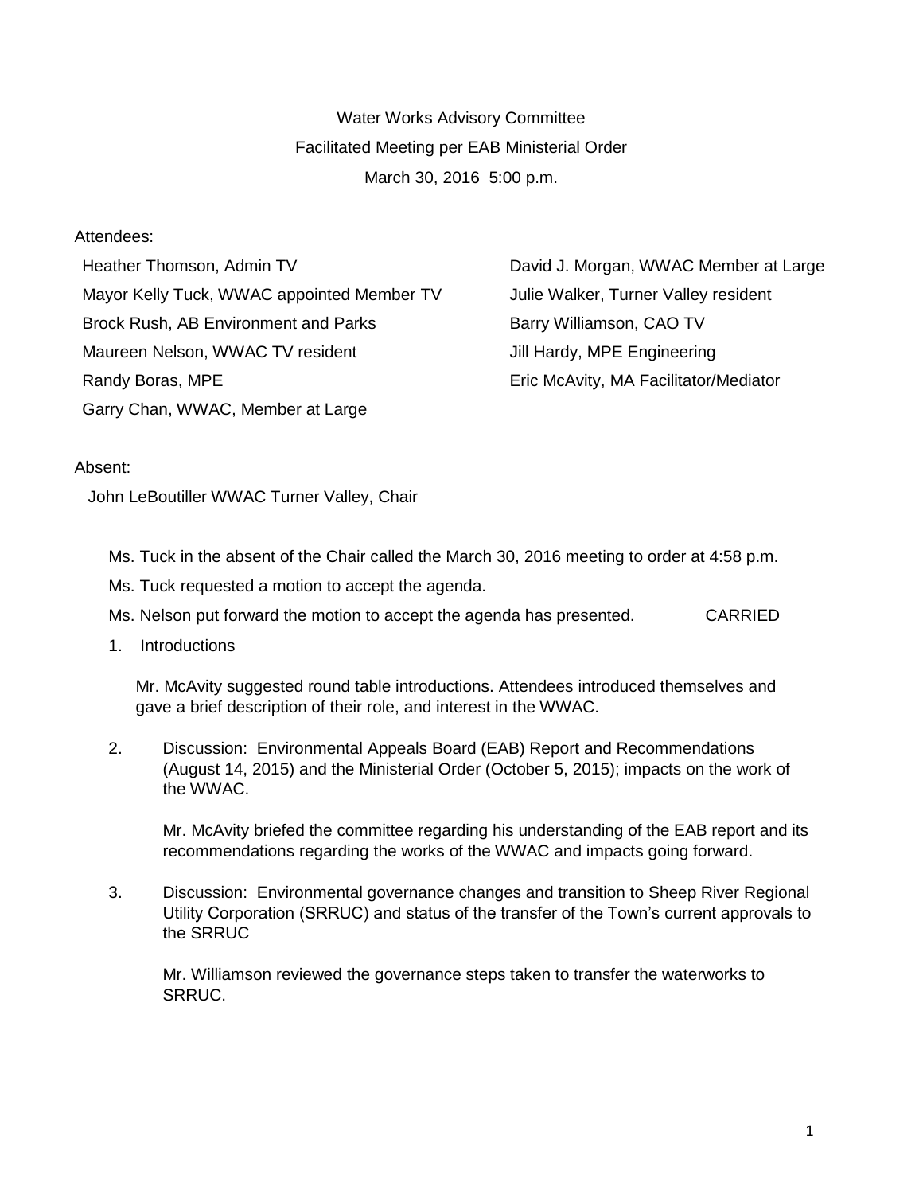Water Works Advisory Committee

Facilitated Meeting per EAB Ministerial Order

March 30, 2016 5:00 p.m.

Attendees:

Heather Thomson, Admin TV
Mayor Kelly Tuck, WWAC appointed Member TV
Brock Rush, AB Environment and Parks
Maureen Nelson, WWAC TV resident
Randy Boras, MPE
Garry Chan, WWAC, Member at Large
David J. Morgan, WWAC Member at Large
Julie Walker, Turner Valley resident
Barry Williamson, CAO TV
Jill Hardy, MPE Engineering
Eric McAvity, MA Facilitator/Mediator

Absent:

John LeBoutiller WWAC Turner Valley, Chair

Ms. Tuck in the absent of the Chair called the March 30, 2016 meeting to order at 4:58 p.m.

Ms. Tuck requested a motion to accept the agenda.

Ms. Nelson put forward the motion to accept the agenda has presented. CARRIED

1. Introductions

   Mr. McAvity suggested round table introductions. Attendees introduced themselves and gave a brief description of their role, and interest in the WWAC.

2. Discussion: Environmental Appeals Board (EAB) Report and Recommendations (August 14, 2015) and the Ministerial Order (October 5, 2015); impacts on the work of the WWAC.

   Mr. McAvity briefed the committee regarding his understanding of the EAB report and its recommendations regarding the works of the WWAC and impacts going forward.

3. Discussion: Environmental governance changes and transition to Sheep River Regional Utility Corporation (SRRUC) and status of the transfer of the Town's current approvals to the SRRUC

   Mr. Williamson reviewed the governance steps taken to transfer the waterworks to SRRUC.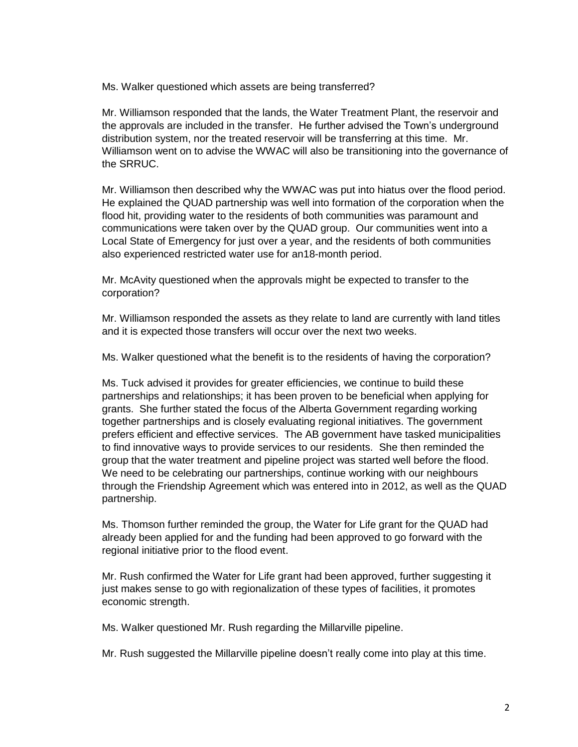Ms. Walker questioned which assets are being transferred?

Mr. Williamson responded that the lands, the Water Treatment Plant, the reservoir and the approvals are included in the transfer. He further advised the Town's underground distribution system, nor the treated reservoir will be transferring at this time. Mr. Williamson went on to advise the WWAC will also be transitioning into the governance of the SRRUC.

Mr. Williamson then described why the WWAC was put into hiatus over the flood period. He explained the QUAD partnership was well into formation of the corporation when the flood hit, providing water to the residents of both communities was paramount and communications were taken over by the QUAD group. Our communities went into a Local State of Emergency for just over a year, and the residents of both communities also experienced restricted water use for an18-month period.

Mr. McAvity questioned when the approvals might be expected to transfer to the corporation?

Mr. Williamson responded the assets as they relate to land are currently with land titles and it is expected those transfers will occur over the next two weeks.

Ms. Walker questioned what the benefit is to the residents of having the corporation?

Ms. Tuck advised it provides for greater efficiencies, we continue to build these partnerships and relationships; it has been proven to be beneficial when applying for grants. She further stated the focus of the Alberta Government regarding working together partnerships and is closely evaluating regional initiatives. The government prefers efficient and effective services. The AB government have tasked municipalities to find innovative ways to provide services to our residents. She then reminded the group that the water treatment and pipeline project was started well before the flood. We need to be celebrating our partnerships, continue working with our neighbours through the Friendship Agreement which was entered into in 2012, as well as the QUAD partnership.

Ms. Thomson further reminded the group, the Water for Life grant for the QUAD had already been applied for and the funding had been approved to go forward with the regional initiative prior to the flood event.

Mr. Rush confirmed the Water for Life grant had been approved, further suggesting it just makes sense to go with regionalization of these types of facilities, it promotes economic strength.

Ms. Walker questioned Mr. Rush regarding the Millarville pipeline.

Mr. Rush suggested the Millarville pipeline doesn't really come into play at this time.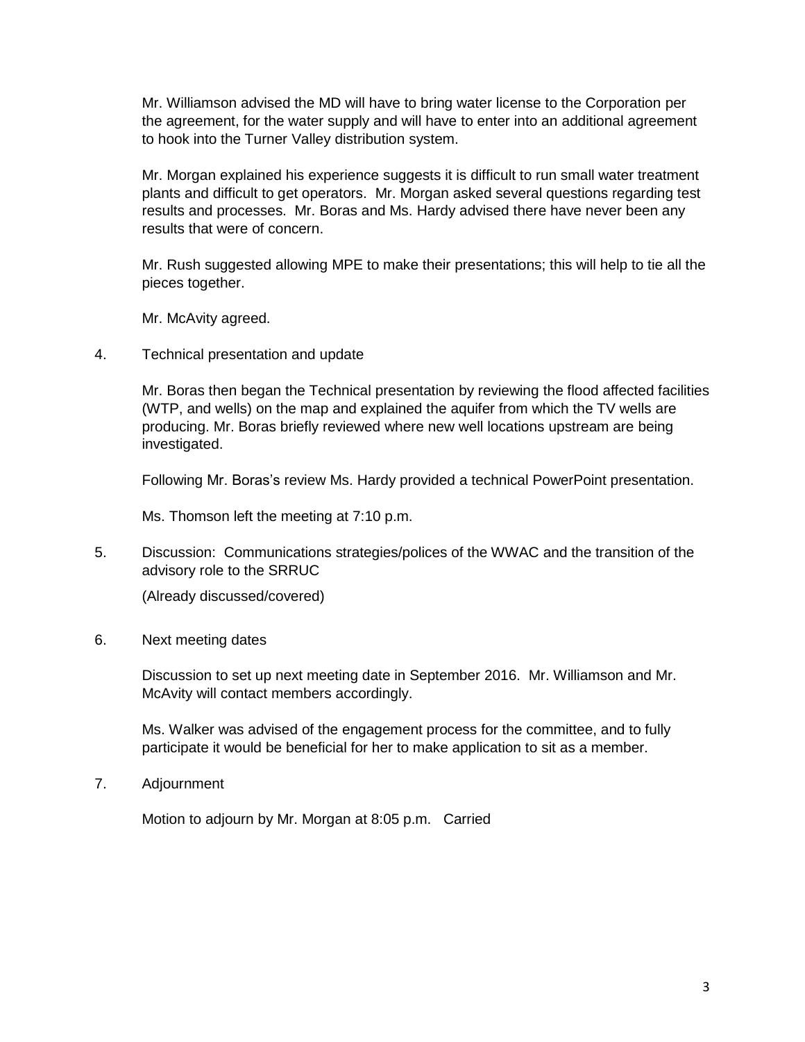Mr. Williamson advised the MD will have to bring water license to the Corporation per the agreement, for the water supply and will have to enter into an additional agreement to hook into the Turner Valley distribution system.

Mr. Morgan explained his experience suggests it is difficult to run small water treatment plants and difficult to get operators. Mr. Morgan asked several questions regarding test results and processes. Mr. Boras and Ms. Hardy advised there have never been any results that were of concern.

Mr. Rush suggested allowing MPE to make their presentations; this will help to tie all the pieces together.

Mr. McAvity agreed.

4. Technical presentation and update

   Mr. Boras then began the Technical presentation by reviewing the flood affected facilities (WTP, and wells) on the map and explained the aquifer from which the TV wells are producing. Mr. Boras briefly reviewed where new well locations upstream are being investigated.

   Following Mr. Boras's review Ms. Hardy provided a technical PowerPoint presentation.

   Ms. Thomson left the meeting at 7:10 p.m.

5. Discussion: Communications strategies/polices of the WWAC and the transition of the advisory role to the SRRUC

   (Already discussed/covered)

6. Next meeting dates

   Discussion to set up next meeting date in September 2016. Mr. Williamson and Mr. McAvity will contact members accordingly.

   Ms. Walker was advised of the engagement process for the committee, and to fully participate it would be beneficial for her to make application to sit as a member.

7. Adjournment

   Motion to adjourn by Mr. Morgan at 8:05 p.m. Carried